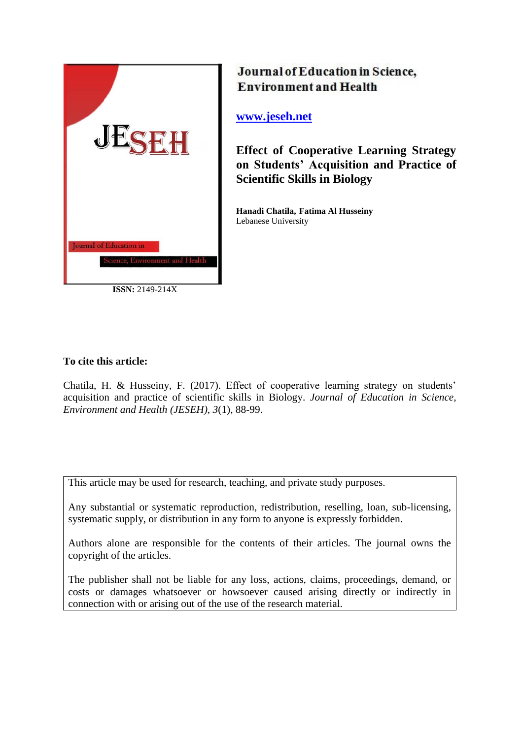Journal of Education in Science, Environment and Health

www.jeseh.net

# Effect of Cooperative Learning Strategy on Students' Acquisition and Practice of Scientific Skills in Biology

**Hanadi Chatila, Fatima Al Husseiny**
Lebanese University

**ISSN:** 2149-214X

**To cite this article:**

Chatila, H. & Husseiny, F. (2017). Effect of cooperative learning strategy on students' acquisition and practice of scientific skills in Biology. *Journal of Education in Science, Environment and Health (JESEH), 3*(1), 88-99.

This article may be used for research, teaching, and private study purposes.

Any substantial or systematic reproduction, redistribution, reselling, loan, sub-licensing, systematic supply, or distribution in any form to anyone is expressly forbidden.

Authors alone are responsible for the contents of their articles. The journal owns the copyright of the articles.

The publisher shall not be liable for any loss, actions, claims, proceedings, demand, or costs or damages whatsoever or howsoever caused arising directly or indirectly in connection with or arising out of the use of the research material.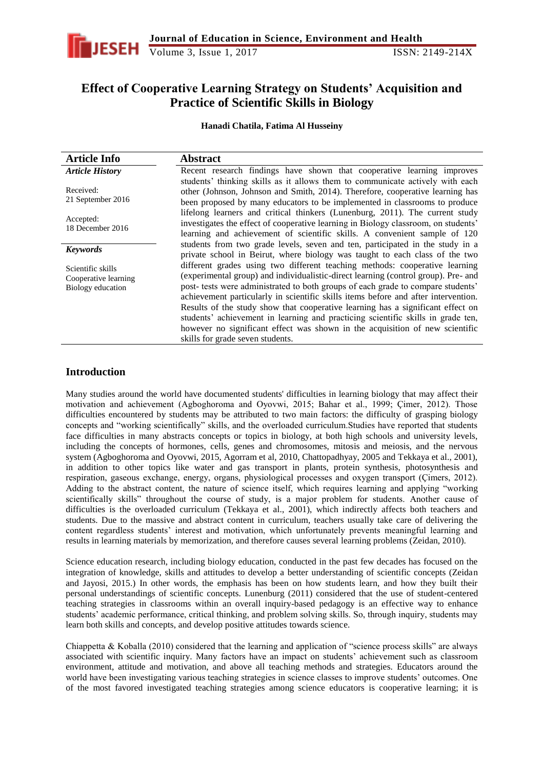# Effect of Cooperative Learning Strategy on Students' Acquisition and Practice of Scientific Skills in Biology

**Hanadi Chatila, Fatima Al Husseiny**

| Article Info | Abstract |
|---|---|
| ***Article History***<br><br>Received:<br>21 September 2016<br><br>Accepted:<br>18 December 2016<br><br>***Keywords***<br><br>Scientific skills<br>Cooperative learning<br>Biology education | Recent research findings have shown that cooperative learning improves students' thinking skills as it allows them to communicate actively with each other (Johnson, Johnson and Smith, 2014). Therefore, cooperative learning has been proposed by many educators to be implemented in classrooms to produce lifelong learners and critical thinkers (Lunenburg, 2011). The current study investigates the effect of cooperative learning in Biology classroom, on students' learning and achievement of scientific skills. A convenient sample of 120 students from two grade levels, seven and ten, participated in the study in a private school in Beirut, where biology was taught to each class of the two different grades using two different teaching methods: cooperative learning (experimental group) and individualistic-direct learning (control group). Pre- and post- tests were administrated to both groups of each grade to compare students' achievement particularly in scientific skills items before and after intervention. Results of the study show that cooperative learning has a significant effect on students' achievement in learning and practicing scientific skills in grade ten, however no significant effect was shown in the acquisition of new scientific skills for grade seven students. |

## Introduction

Many studies around the world have documented students' difficulties in learning biology that may affect their motivation and achievement (Agboghoroma and Oyovwi, 2015; Bahar et al., 1999; Çimer, 2012). Those difficulties encountered by students may be attributed to two main factors: the difficulty of grasping biology concepts and "working scientifically" skills, and the overloaded curriculum.Studies have reported that students face difficulties in many abstracts concepts or topics in biology, at both high schools and university levels, including the concepts of hormones, cells, genes and chromosomes, mitosis and meiosis, and the nervous system (Agboghoroma and Oyovwi, 2015, Agorram et al, 2010, Chattopadhyay, 2005 and Tekkaya et al., 2001), in addition to other topics like water and gas transport in plants, protein synthesis, photosynthesis and respiration, gaseous exchange, energy, organs, physiological processes and oxygen transport (Çimers, 2012). Adding to the abstract content, the nature of science itself, which requires learning and applying "working scientifically skills" throughout the course of study, is a major problem for students. Another cause of difficulties is the overloaded curriculum (Tekkaya et al., 2001), which indirectly affects both teachers and students. Due to the massive and abstract content in curriculum, teachers usually take care of delivering the content regardless students' interest and motivation, which unfortunately prevents meaningful learning and results in learning materials by memorization, and therefore causes several learning problems (Zeidan, 2010).

Science education research, including biology education, conducted in the past few decades has focused on the integration of knowledge, skills and attitudes to develop a better understanding of scientific concepts (Zeidan and Jayosi, 2015.) In other words, the emphasis has been on how students learn, and how they built their personal understandings of scientific concepts. Lunenburg (2011) considered that the use of student-centered teaching strategies in classrooms within an overall inquiry-based pedagogy is an effective way to enhance students' academic performance, critical thinking, and problem solving skills. So, through inquiry, students may learn both skills and concepts, and develop positive attitudes towards science.

Chiappetta & Koballa (2010) considered that the learning and application of "science process skills" are always associated with scientific inquiry. Many factors have an impact on students' achievement such as classroom environment, attitude and motivation, and above all teaching methods and strategies. Educators around the world have been investigating various teaching strategies in science classes to improve students' outcomes. One of the most favored investigated teaching strategies among science educators is cooperative learning; it is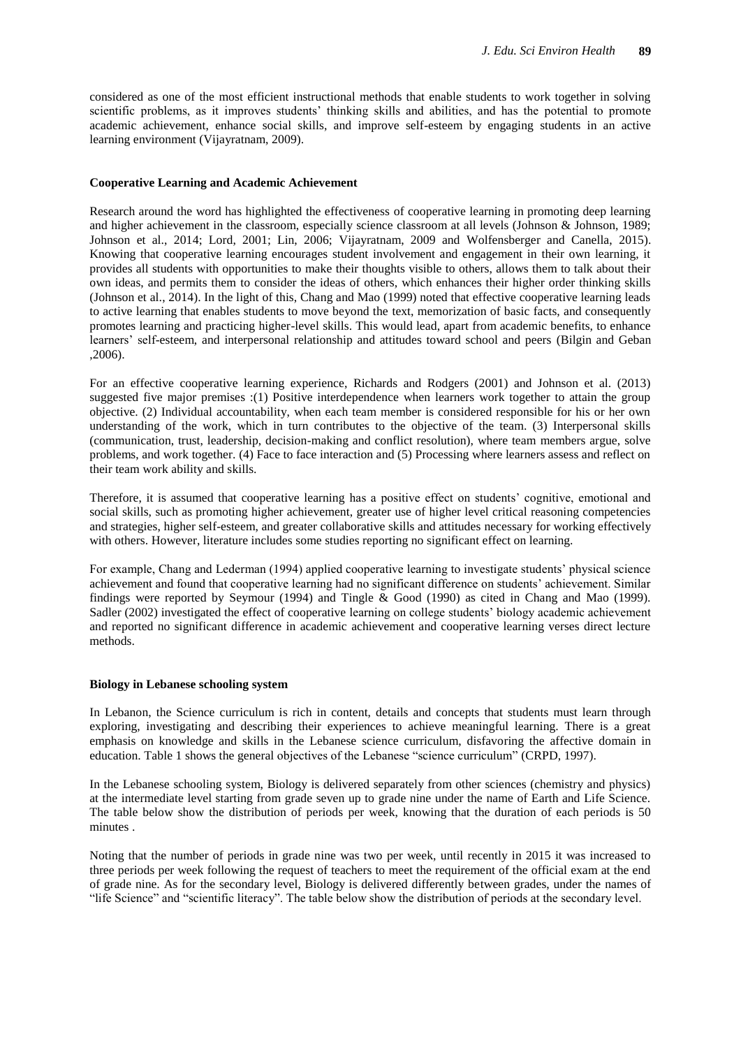considered as one of the most efficient instructional methods that enable students to work together in solving scientific problems, as it improves students' thinking skills and abilities, and has the potential to promote academic achievement, enhance social skills, and improve self-esteem by engaging students in an active learning environment (Vijayratnam, 2009).

### Cooperative Learning and Academic Achievement

Research around the word has highlighted the effectiveness of cooperative learning in promoting deep learning and higher achievement in the classroom, especially science classroom at all levels (Johnson & Johnson, 1989; Johnson et al., 2014; Lord, 2001; Lin, 2006; Vijayratnam, 2009 and Wolfensberger and Canella, 2015). Knowing that cooperative learning encourages student involvement and engagement in their own learning, it provides all students with opportunities to make their thoughts visible to others, allows them to talk about their own ideas, and permits them to consider the ideas of others, which enhances their higher order thinking skills (Johnson et al., 2014). In the light of this, Chang and Mao (1999) noted that effective cooperative learning leads to active learning that enables students to move beyond the text, memorization of basic facts, and consequently promotes learning and practicing higher-level skills. This would lead, apart from academic benefits, to enhance learners' self-esteem, and interpersonal relationship and attitudes toward school and peers (Bilgin and Geban ,2006).

For an effective cooperative learning experience, Richards and Rodgers (2001) and Johnson et al. (2013) suggested five major premises :(1) Positive interdependence when learners work together to attain the group objective. (2) Individual accountability, when each team member is considered responsible for his or her own understanding of the work, which in turn contributes to the objective of the team. (3) Interpersonal skills (communication, trust, leadership, decision-making and conflict resolution), where team members argue, solve problems, and work together. (4) Face to face interaction and (5) Processing where learners assess and reflect on their team work ability and skills.

Therefore, it is assumed that cooperative learning has a positive effect on students' cognitive, emotional and social skills, such as promoting higher achievement, greater use of higher level critical reasoning competencies and strategies, higher self-esteem, and greater collaborative skills and attitudes necessary for working effectively with others. However, literature includes some studies reporting no significant effect on learning.

For example, Chang and Lederman (1994) applied cooperative learning to investigate students' physical science achievement and found that cooperative learning had no significant difference on students' achievement. Similar findings were reported by Seymour (1994) and Tingle & Good (1990) as cited in Chang and Mao (1999). Sadler (2002) investigated the effect of cooperative learning on college students' biology academic achievement and reported no significant difference in academic achievement and cooperative learning verses direct lecture methods.

### Biology in Lebanese schooling system

In Lebanon, the Science curriculum is rich in content, details and concepts that students must learn through exploring, investigating and describing their experiences to achieve meaningful learning. There is a great emphasis on knowledge and skills in the Lebanese science curriculum, disfavoring the affective domain in education. Table 1 shows the general objectives of the Lebanese "science curriculum" (CRPD, 1997).

In the Lebanese schooling system, Biology is delivered separately from other sciences (chemistry and physics) at the intermediate level starting from grade seven up to grade nine under the name of Earth and Life Science. The table below show the distribution of periods per week, knowing that the duration of each periods is 50 minutes .

Noting that the number of periods in grade nine was two per week, until recently in 2015 it was increased to three periods per week following the request of teachers to meet the requirement of the official exam at the end of grade nine. As for the secondary level, Biology is delivered differently between grades, under the names of "life Science" and "scientific literacy". The table below show the distribution of periods at the secondary level.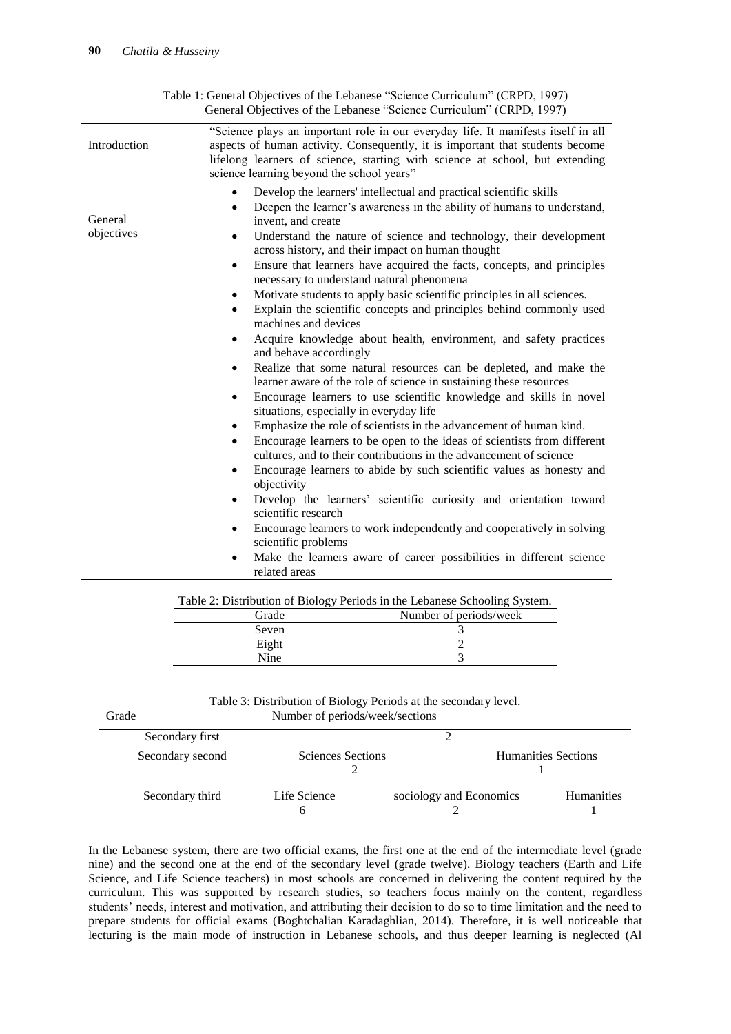Table 1: General Objectives of the Lebanese "Science Curriculum" (CRPD, 1997)

| | General Objectives of the Lebanese "Science Curriculum" (CRPD, 1997) |
|---|---|
| Introduction | "Science plays an important role in our everyday life. It manifests itself in all aspects of human activity. Consequently, it is important that students become lifelong learners of science, starting with science at school, but extending science learning beyond the school years" |
| General objectives | • Develop the learners' intellectual and practical scientific skills<br>• Deepen the learner's awareness in the ability of humans to understand, invent, and create<br>• Understand the nature of science and technology, their development across history, and their impact on human thought<br>• Ensure that learners have acquired the facts, concepts, and principles necessary to understand natural phenomena<br>• Motivate students to apply basic scientific principles in all sciences.<br>• Explain the scientific concepts and principles behind commonly used machines and devices<br>• Acquire knowledge about health, environment, and safety practices and behave accordingly<br>• Realize that some natural resources can be depleted, and make the learner aware of the role of science in sustaining these resources<br>• Encourage learners to use scientific knowledge and skills in novel situations, especially in everyday life<br>• Emphasize the role of scientists in the advancement of human kind.<br>• Encourage learners to be open to the ideas of scientists from different cultures, and to their contributions in the advancement of science<br>• Encourage learners to abide by such scientific values as honesty and objectivity<br>• Develop the learners' scientific curiosity and orientation toward scientific research<br>• Encourage learners to work independently and cooperatively in solving scientific problems<br>• Make the learners aware of career possibilities in different science related areas |

Table 2: Distribution of Biology Periods in the Lebanese Schooling System.

| Grade | Number of periods/week |
|---|---|
| Seven | 3 |
| Eight | 2 |
| Nine | 3 |

Table 3: Distribution of Biology Periods at the secondary level.

| Grade | Number of periods/week/sections | | |
|---|---|---|---|
| Secondary first | 2 | | |
| Secondary second | Sciences Sections<br>2 | | Humanities Sections<br>1 |
| Secondary third | Life Science<br>6 | sociology and Economics<br>2 | Humanities<br>1 |

In the Lebanese system, there are two official exams, the first one at the end of the intermediate level (grade nine) and the second one at the end of the secondary level (grade twelve). Biology teachers (Earth and Life Science, and Life Science teachers) in most schools are concerned in delivering the content required by the curriculum. This was supported by research studies, so teachers focus mainly on the content, regardless students' needs, interest and motivation, and attributing their decision to do so to time limitation and the need to prepare students for official exams (Boghtchalian Karadaghlian, 2014). Therefore, it is well noticeable that lecturing is the main mode of instruction in Lebanese schools, and thus deeper learning is neglected (Al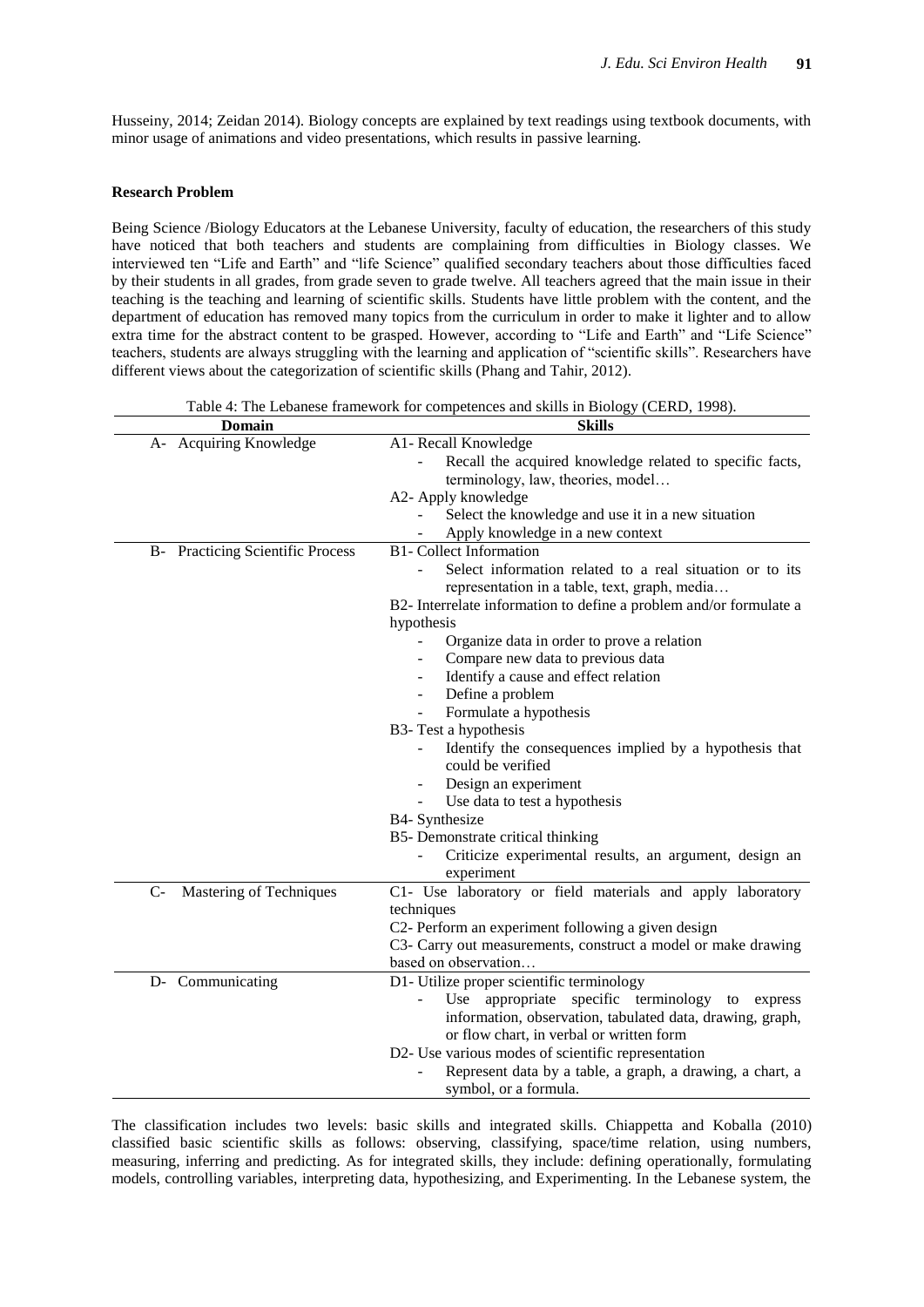Husseiny, 2014; Zeidan 2014). Biology concepts are explained by text readings using textbook documents, with minor usage of animations and video presentations, which results in passive learning.

**Research Problem**

Being Science /Biology Educators at the Lebanese University, faculty of education, the researchers of this study have noticed that both teachers and students are complaining from difficulties in Biology classes. We interviewed ten "Life and Earth" and "life Science" qualified secondary teachers about those difficulties faced by their students in all grades, from grade seven to grade twelve. All teachers agreed that the main issue in their teaching is the teaching and learning of scientific skills. Students have little problem with the content, and the department of education has removed many topics from the curriculum in order to make it lighter and to allow extra time for the abstract content to be grasped. However, according to "Life and Earth" and "Life Science" teachers, students are always struggling with the learning and application of "scientific skills". Researchers have different views about the categorization of scientific skills (Phang and Tahir, 2012).

Table 4: The Lebanese framework for competences and skills in Biology (CERD, 1998).

| Domain | Skills |
|---|---|
| A- Acquiring Knowledge | A1- Recall Knowledge<br>- Recall the acquired knowledge related to specific facts, terminology, law, theories, model…<br>A2- Apply knowledge<br>- Select the knowledge and use it in a new situation<br>- Apply knowledge in a new context |
| B- Practicing Scientific Process | B1- Collect Information<br>- Select information related to a real situation or to its representation in a table, text, graph, media…<br>B2- Interrelate information to define a problem and/or formulate a hypothesis<br>- Organize data in order to prove a relation<br>- Compare new data to previous data<br>- Identify a cause and effect relation<br>- Define a problem<br>- Formulate a hypothesis<br>B3- Test a hypothesis<br>- Identify the consequences implied by a hypothesis that could be verified<br>- Design an experiment<br>- Use data to test a hypothesis<br>B4- Synthesize<br>B5- Demonstrate critical thinking<br>- Criticize experimental results, an argument, design an experiment |
| C- Mastering of Techniques | C1- Use laboratory or field materials and apply laboratory techniques<br>C2- Perform an experiment following a given design<br>C3- Carry out measurements, construct a model or make drawing based on observation… |
| D- Communicating | D1- Utilize proper scientific terminology<br>- Use appropriate specific terminology to express information, observation, tabulated data, drawing, graph, or flow chart, in verbal or written form<br>D2- Use various modes of scientific representation<br>- Represent data by a table, a graph, a drawing, a chart, a symbol, or a formula. |

The classification includes two levels: basic skills and integrated skills. Chiappetta and Koballa (2010) classified basic scientific skills as follows: observing, classifying, space/time relation, using numbers, measuring, inferring and predicting. As for integrated skills, they include: defining operationally, formulating models, controlling variables, interpreting data, hypothesizing, and Experimenting. In the Lebanese system, the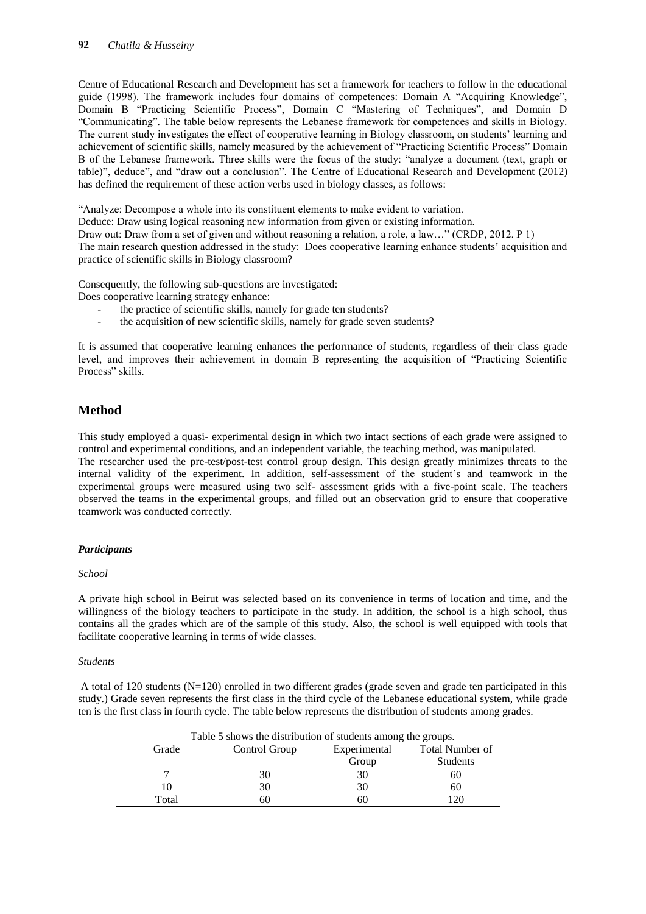Centre of Educational Research and Development has set a framework for teachers to follow in the educational guide (1998). The framework includes four domains of competences: Domain A "Acquiring Knowledge", Domain B "Practicing Scientific Process", Domain C "Mastering of Techniques", and Domain D "Communicating". The table below represents the Lebanese framework for competences and skills in Biology. The current study investigates the effect of cooperative learning in Biology classroom, on students' learning and achievement of scientific skills, namely measured by the achievement of "Practicing Scientific Process" Domain B of the Lebanese framework. Three skills were the focus of the study: "analyze a document (text, graph or table)", deduce", and "draw out a conclusion". The Centre of Educational Research and Development (2012) has defined the requirement of these action verbs used in biology classes, as follows:

"Analyze: Decompose a whole into its constituent elements to make evident to variation.
Deduce: Draw using logical reasoning new information from given or existing information.
Draw out: Draw from a set of given and without reasoning a relation, a role, a law…" (CRDP, 2012. P 1)
The main research question addressed in the study: Does cooperative learning enhance students' acquisition and practice of scientific skills in Biology classroom?

Consequently, the following sub-questions are investigated:
Does cooperative learning strategy enhance:

- the practice of scientific skills, namely for grade ten students?
- the acquisition of new scientific skills, namely for grade seven students?

It is assumed that cooperative learning enhances the performance of students, regardless of their class grade level, and improves their achievement in domain B representing the acquisition of "Practicing Scientific Process" skills.

## Method

This study employed a quasi- experimental design in which two intact sections of each grade were assigned to control and experimental conditions, and an independent variable, the teaching method, was manipulated.
The researcher used the pre-test/post-test control group design. This design greatly minimizes threats to the internal validity of the experiment. In addition, self-assessment of the student's and teamwork in the experimental groups were measured using two self- assessment grids with a five-point scale. The teachers observed the teams in the experimental groups, and filled out an observation grid to ensure that cooperative teamwork was conducted correctly.

### *Participants*

*School*

A private high school in Beirut was selected based on its convenience in terms of location and time, and the willingness of the biology teachers to participate in the study. In addition, the school is a high school, thus contains all the grades which are of the sample of this study. Also, the school is well equipped with tools that facilitate cooperative learning in terms of wide classes.

*Students*

A total of 120 students (N=120) enrolled in two different grades (grade seven and grade ten participated in this study.) Grade seven represents the first class in the third cycle of the Lebanese educational system, while grade ten is the first class in fourth cycle. The table below represents the distribution of students among grades.

Table 5 shows the distribution of students among the groups.

| Grade | Control Group | Experimental Group | Total Number of Students |
|---|---|---|---|
| 7 | 30 | 30 | 60 |
| 10 | 30 | 30 | 60 |
| Total | 60 | 60 | 120 |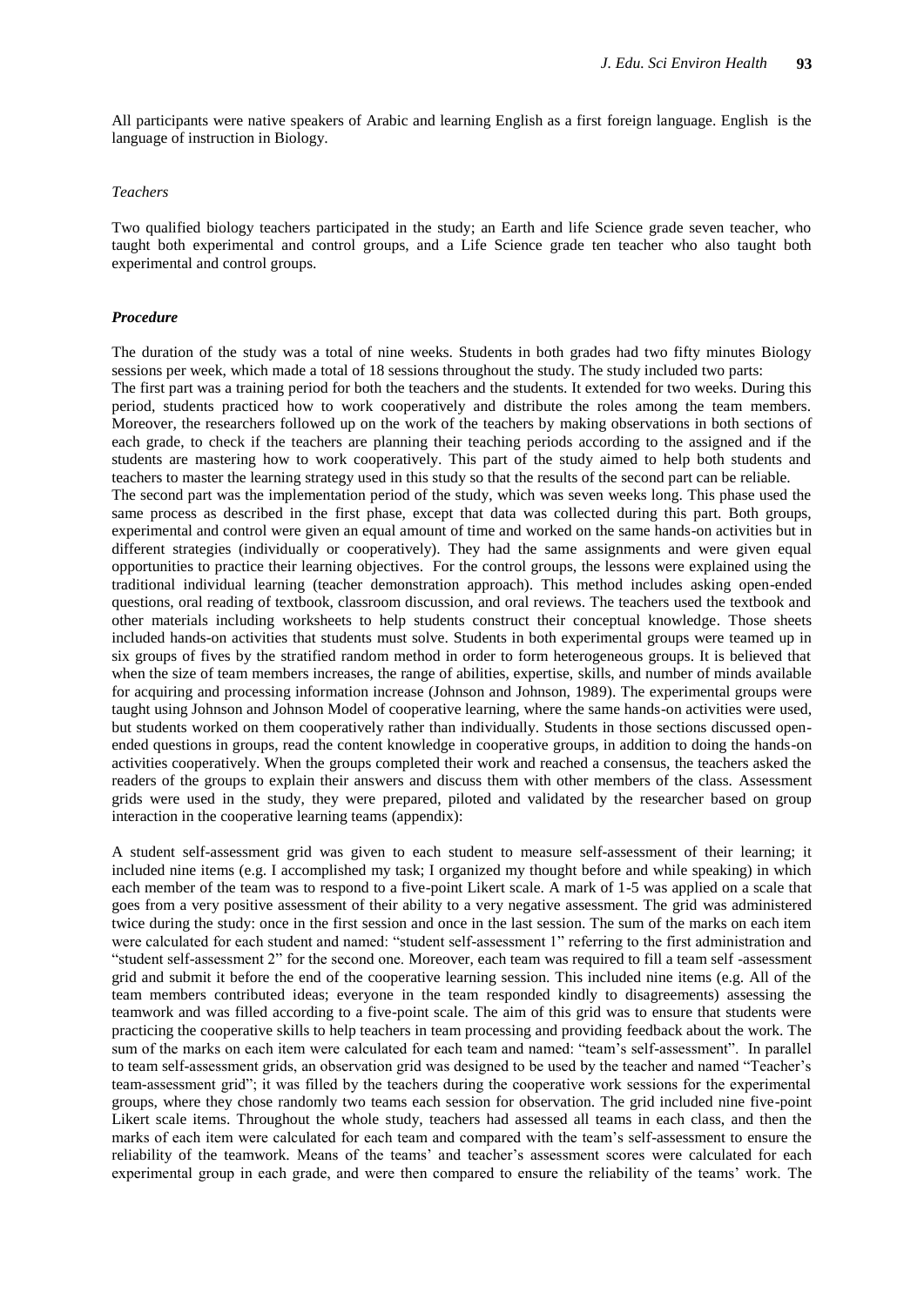All participants were native speakers of Arabic and learning English as a first foreign language. English is the language of instruction in Biology.

*Teachers*

Two qualified biology teachers participated in the study; an Earth and life Science grade seven teacher, who taught both experimental and control groups, and a Life Science grade ten teacher who also taught both experimental and control groups.

***Procedure***

The duration of the study was a total of nine weeks. Students in both grades had two fifty minutes Biology sessions per week, which made a total of 18 sessions throughout the study. The study included two parts:

The first part was a training period for both the teachers and the students. It extended for two weeks. During this period, students practiced how to work cooperatively and distribute the roles among the team members. Moreover, the researchers followed up on the work of the teachers by making observations in both sections of each grade, to check if the teachers are planning their teaching periods according to the assigned and if the students are mastering how to work cooperatively. This part of the study aimed to help both students and teachers to master the learning strategy used in this study so that the results of the second part can be reliable.

The second part was the implementation period of the study, which was seven weeks long. This phase used the same process as described in the first phase, except that data was collected during this part. Both groups, experimental and control were given an equal amount of time and worked on the same hands-on activities but in different strategies (individually or cooperatively). They had the same assignments and were given equal opportunities to practice their learning objectives. For the control groups, the lessons were explained using the traditional individual learning (teacher demonstration approach). This method includes asking open-ended questions, oral reading of textbook, classroom discussion, and oral reviews. The teachers used the textbook and other materials including worksheets to help students construct their conceptual knowledge. Those sheets included hands-on activities that students must solve. Students in both experimental groups were teamed up in six groups of fives by the stratified random method in order to form heterogeneous groups. It is believed that when the size of team members increases, the range of abilities, expertise, skills, and number of minds available for acquiring and processing information increase (Johnson and Johnson, 1989). The experimental groups were taught using Johnson and Johnson Model of cooperative learning, where the same hands-on activities were used, but students worked on them cooperatively rather than individually. Students in those sections discussed open-ended questions in groups, read the content knowledge in cooperative groups, in addition to doing the hands-on activities cooperatively. When the groups completed their work and reached a consensus, the teachers asked the readers of the groups to explain their answers and discuss them with other members of the class. Assessment grids were used in the study, they were prepared, piloted and validated by the researcher based on group interaction in the cooperative learning teams (appendix):

A student self-assessment grid was given to each student to measure self-assessment of their learning; it included nine items (e.g. I accomplished my task; I organized my thought before and while speaking) in which each member of the team was to respond to a five-point Likert scale. A mark of 1-5 was applied on a scale that goes from a very positive assessment of their ability to a very negative assessment. The grid was administered twice during the study: once in the first session and once in the last session. The sum of the marks on each item were calculated for each student and named: "student self-assessment 1" referring to the first administration and "student self-assessment 2" for the second one. Moreover, each team was required to fill a team self -assessment grid and submit it before the end of the cooperative learning session. This included nine items (e.g. All of the team members contributed ideas; everyone in the team responded kindly to disagreements) assessing the teamwork and was filled according to a five-point scale. The aim of this grid was to ensure that students were practicing the cooperative skills to help teachers in team processing and providing feedback about the work. The sum of the marks on each item were calculated for each team and named: "team's self-assessment". In parallel to team self-assessment grids, an observation grid was designed to be used by the teacher and named "Teacher's team-assessment grid"; it was filled by the teachers during the cooperative work sessions for the experimental groups, where they chose randomly two teams each session for observation. The grid included nine five-point Likert scale items. Throughout the whole study, teachers had assessed all teams in each class, and then the marks of each item were calculated for each team and compared with the team's self-assessment to ensure the reliability of the teamwork. Means of the teams' and teacher's assessment scores were calculated for each experimental group in each grade, and were then compared to ensure the reliability of the teams' work. The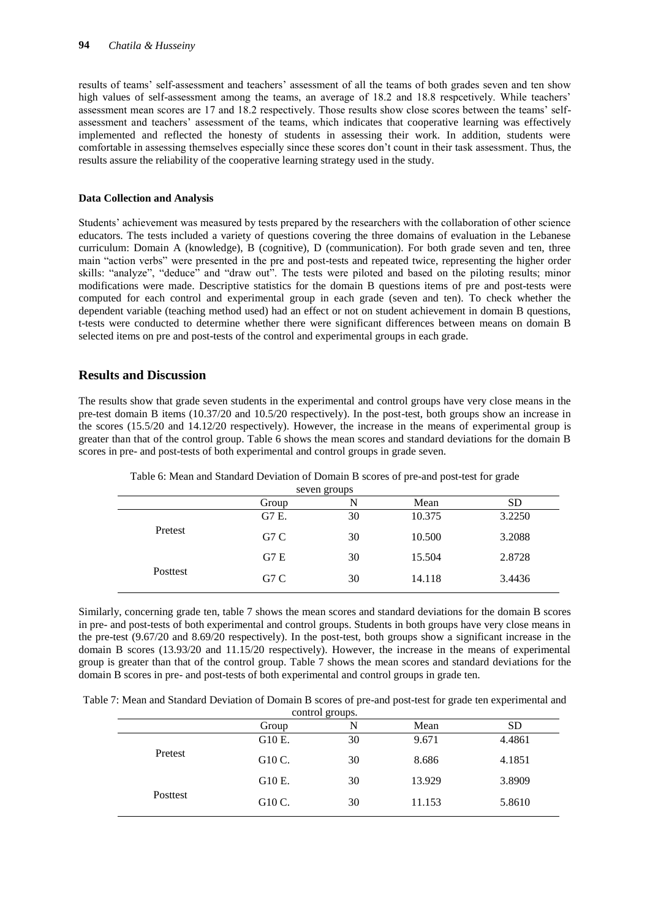results of teams' self-assessment and teachers' assessment of all the teams of both grades seven and ten show high values of self-assessment among the teams, an average of 18.2 and 18.8 respcetively. While teachers' assessment mean scores are 17 and 18.2 respectively. Those results show close scores between the teams' self-assessment and teachers' assessment of the teams, which indicates that cooperative learning was effectively implemented and reflected the honesty of students in assessing their work. In addition, students were comfortable in assessing themselves especially since these scores don't count in their task assessment. Thus, the results assure the reliability of the cooperative learning strategy used in the study.

#### Data Collection and Analysis

Students' achievement was measured by tests prepared by the researchers with the collaboration of other science educators. The tests included a variety of questions covering the three domains of evaluation in the Lebanese curriculum: Domain A (knowledge), B (cognitive), D (communication). For both grade seven and ten, three main "action verbs" were presented in the pre and post-tests and repeated twice, representing the higher order skills: "analyze", "deduce" and "draw out". The tests were piloted and based on the piloting results; minor modifications were made. Descriptive statistics for the domain B questions items of pre and post-tests were computed for each control and experimental group in each grade (seven and ten). To check whether the dependent variable (teaching method used) had an effect or not on student achievement in domain B questions, t-tests were conducted to determine whether there were significant differences between means on domain B selected items on pre and post-tests of the control and experimental groups in each grade.

## Results and Discussion

The results show that grade seven students in the experimental and control groups have very close means in the pre-test domain B items (10.37/20 and 10.5/20 respectively). In the post-test, both groups show an increase in the scores (15.5/20 and 14.12/20 respectively). However, the increase in the means of experimental group is greater than that of the control group. Table 6 shows the mean scores and standard deviations for the domain B scores in pre- and post-tests of both experimental and control groups in grade seven.

Table 6: Mean and Standard Deviation of Domain B scores of pre-and post-test for grade seven groups

| | Group | N | Mean | SD |
|---|---|---|---|---|
| Pretest | G7 E. | 30 | 10.375 | 3.2250 |
| | G7 C | 30 | 10.500 | 3.2088 |
| Posttest | G7 E | 30 | 15.504 | 2.8728 |
| | G7 C | 30 | 14.118 | 3.4436 |

Similarly, concerning grade ten, table 7 shows the mean scores and standard deviations for the domain B scores in pre- and post-tests of both experimental and control groups. Students in both groups have very close means in the pre-test (9.67/20 and 8.69/20 respectively). In the post-test, both groups show a significant increase in the domain B scores (13.93/20 and 11.15/20 respectively). However, the increase in the means of experimental group is greater than that of the control group. Table 7 shows the mean scores and standard deviations for the domain B scores in pre- and post-tests of both experimental and control groups in grade ten.

Table 7: Mean and Standard Deviation of Domain B scores of pre-and post-test for grade ten experimental and control groups.

| | Group | N | Mean | SD |
|---|---|---|---|---|
| Pretest | G10 E. | 30 | 9.671 | 4.4861 |
| | G10 C. | 30 | 8.686 | 4.1851 |
| Posttest | G10 E. | 30 | 13.929 | 3.8909 |
| | G10 C. | 30 | 11.153 | 5.8610 |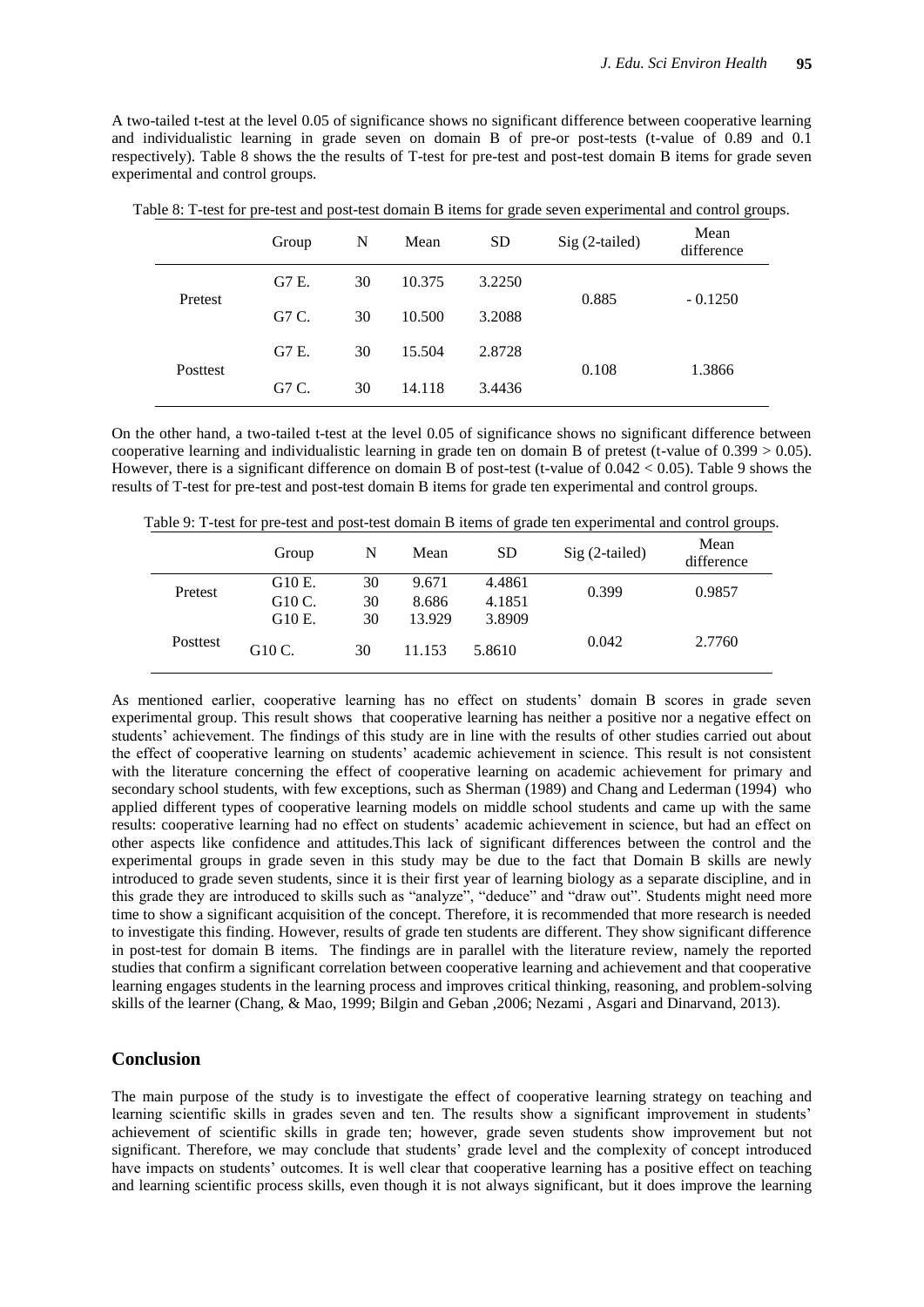A two-tailed t-test at the level 0.05 of significance shows no significant difference between cooperative learning and individualistic learning in grade seven on domain B of pre-or post-tests (t-value of 0.89 and 0.1 respectively). Table 8 shows the the results of T-test for pre-test and post-test domain B items for grade seven experimental and control groups.

Table 8: T-test for pre-test and post-test domain B items for grade seven experimental and control groups.

| | Group | N | Mean | SD | Sig (2-tailed) | Mean difference |
|---|---|---|---|---|---|---|
| Pretest | G7 E. | 30 | 10.375 | 3.2250 | 0.885 | - 0.1250 |
| | G7 C. | 30 | 10.500 | 3.2088 | | |
| Posttest | G7 E. | 30 | 15.504 | 2.8728 | 0.108 | 1.3866 |
| | G7 C. | 30 | 14.118 | 3.4436 | | |

On the other hand, a two-tailed t-test at the level 0.05 of significance shows no significant difference between cooperative learning and individualistic learning in grade ten on domain B of pretest (t-value of $0.399 > 0.05$). However, there is a significant difference on domain B of post-test (t-value of $0.042 < 0.05$). Table 9 shows the results of T-test for pre-test and post-test domain B items for grade ten experimental and control groups.

Table 9: T-test for pre-test and post-test domain B items of grade ten experimental and control groups.

| | Group | N | Mean | SD | Sig (2-tailed) | Mean difference |
|---|---|---|---|---|---|---|
| Pretest | G10 E. | 30 | 9.671 | 4.4861 | 0.399 | 0.9857 |
| | G10 C. | 30 | 8.686 | 4.1851 | | |
| Posttest | G10 E. | 30 | 13.929 | 3.8909 | 0.042 | 2.7760 |
| | G10 C. | 30 | 11.153 | 5.8610 | | |

As mentioned earlier, cooperative learning has no effect on students' domain B scores in grade seven experimental group. This result shows that cooperative learning has neither a positive nor a negative effect on students' achievement. The findings of this study are in line with the results of other studies carried out about the effect of cooperative learning on students' academic achievement in science. This result is not consistent with the literature concerning the effect of cooperative learning on academic achievement for primary and secondary school students, with few exceptions, such as Sherman (1989) and Chang and Lederman (1994) who applied different types of cooperative learning models on middle school students and came up with the same results: cooperative learning had no effect on students' academic achievement in science, but had an effect on other aspects like confidence and attitudes.This lack of significant differences between the control and the experimental groups in grade seven in this study may be due to the fact that Domain B skills are newly introduced to grade seven students, since it is their first year of learning biology as a separate discipline, and in this grade they are introduced to skills such as "analyze", "deduce" and "draw out". Students might need more time to show a significant acquisition of the concept. Therefore, it is recommended that more research is needed to investigate this finding. However, results of grade ten students are different. They show significant difference in post-test for domain B items. The findings are in parallel with the literature review, namely the reported studies that confirm a significant correlation between cooperative learning and achievement and that cooperative learning engages students in the learning process and improves critical thinking, reasoning, and problem-solving skills of the learner (Chang, & Mao, 1999; Bilgin and Geban ,2006; Nezami , Asgari and Dinarvand, 2013).

## Conclusion

The main purpose of the study is to investigate the effect of cooperative learning strategy on teaching and learning scientific skills in grades seven and ten. The results show a significant improvement in students' achievement of scientific skills in grade ten; however, grade seven students show improvement but not significant. Therefore, we may conclude that students' grade level and the complexity of concept introduced have impacts on students' outcomes. It is well clear that cooperative learning has a positive effect on teaching and learning scientific process skills, even though it is not always significant, but it does improve the learning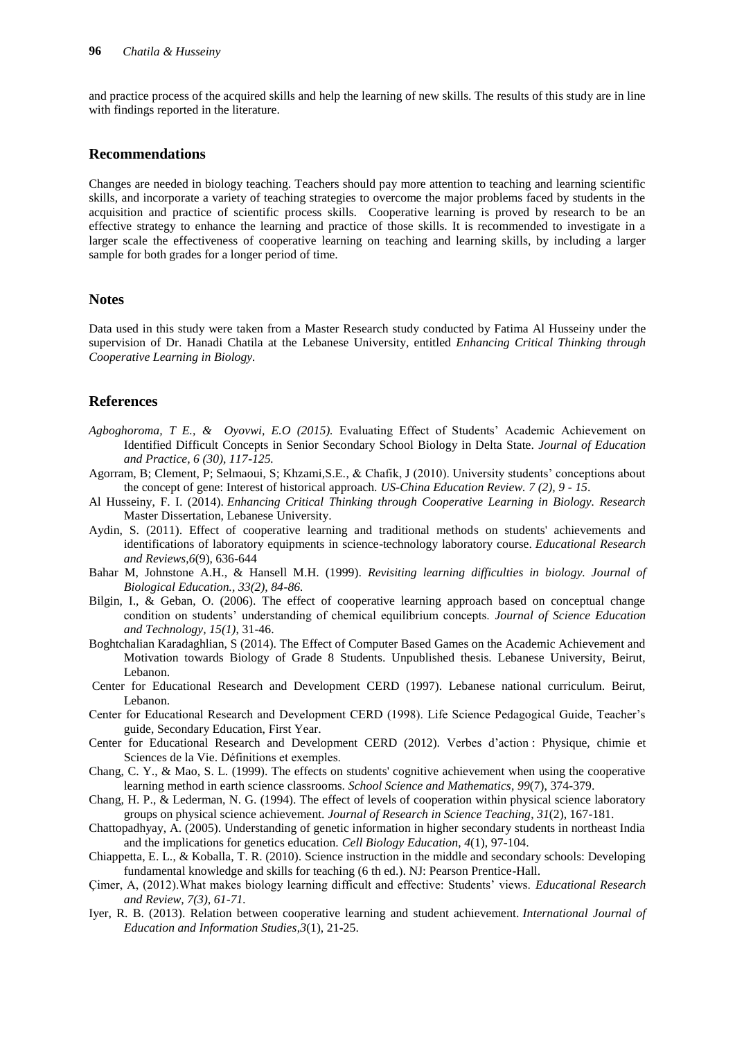and practice process of the acquired skills and help the learning of new skills. The results of this study are in line with findings reported in the literature.

## Recommendations

Changes are needed in biology teaching. Teachers should pay more attention to teaching and learning scientific skills, and incorporate a variety of teaching strategies to overcome the major problems faced by students in the acquisition and practice of scientific process skills. Cooperative learning is proved by research to be an effective strategy to enhance the learning and practice of those skills. It is recommended to investigate in a larger scale the effectiveness of cooperative learning on teaching and learning skills, by including a larger sample for both grades for a longer period of time.

## Notes

Data used in this study were taken from a Master Research study conducted by Fatima Al Husseiny under the supervision of Dr. Hanadi Chatila at the Lebanese University, entitled *Enhancing Critical Thinking through Cooperative Learning in Biology.*

## References

*Agboghoroma, T E., & Oyovwi, E.O (2015).* Evaluating Effect of Students' Academic Achievement on Identified Difficult Concepts in Senior Secondary School Biology in Delta State. *Journal of Education and Practice, 6 (30), 117-125.*

Agorram, B; Clement, P; Selmaoui, S; Khzami,S.E., & Chafik, J (2010). University students' conceptions about the concept of gene: Interest of historical approach. *US-China Education Review. 7 (2), 9 - 15*.

Al Husseiny, F. I. (2014). *Enhancing Critical Thinking through Cooperative Learning in Biology. Research* Master Dissertation, Lebanese University.

Aydin, S. (2011). Effect of cooperative learning and traditional methods on students' achievements and identifications of laboratory equipments in science-technology laboratory course. *Educational Research and Reviews*,*6*(9), 636-644

Bahar M, Johnstone A.H., & Hansell M.H. (1999). *Revisiting learning difficulties in biology. Journal of Biological Education., 33(2), 84-86.*

Bilgin, I., & Geban, O. (2006). The effect of cooperative learning approach based on conceptual change condition on students' understanding of chemical equilibrium concepts. *Journal of Science Education and Technology, 15(1)*, 31-46.

Boghtchalian Karadaghlian, S (2014). The Effect of Computer Based Games on the Academic Achievement and Motivation towards Biology of Grade 8 Students. Unpublished thesis. Lebanese University, Beirut, Lebanon.

Center for Educational Research and Development CERD (1997). Lebanese national curriculum. Beirut, Lebanon.

Center for Educational Research and Development CERD (1998). Life Science Pedagogical Guide, Teacher's guide, Secondary Education, First Year.

Center for Educational Research and Development CERD (2012). Verbes d'action : Physique, chimie et Sciences de la Vie. Définitions et exemples.

Chang, C. Y., & Mao, S. L. (1999). The effects on students' cognitive achievement when using the cooperative learning method in earth science classrooms. *School Science and Mathematics*, *99*(7), 374-379.

Chang, H. P., & Lederman, N. G. (1994). The effect of levels of cooperation within physical science laboratory groups on physical science achievement. *Journal of Research in Science Teaching*, *31*(2), 167-181.

Chattopadhyay, A. (2005). Understanding of genetic information in higher secondary students in northeast India and the implications for genetics education. *Cell Biology Education*, *4*(1), 97-104.

Chiappetta, E. L., & Koballa, T. R. (2010). Science instruction in the middle and secondary schools: Developing fundamental knowledge and skills for teaching (6 th ed.). NJ: Pearson Prentice-Hall.

Çimer, A, (2012).What makes biology learning difficult and effective: Students' views. *Educational Research and Review, 7(3), 61-71.*

Iyer, R. B. (2013). Relation between cooperative learning and student achievement. *International Journal of Education and Information Studies*,*3*(1), 21-25.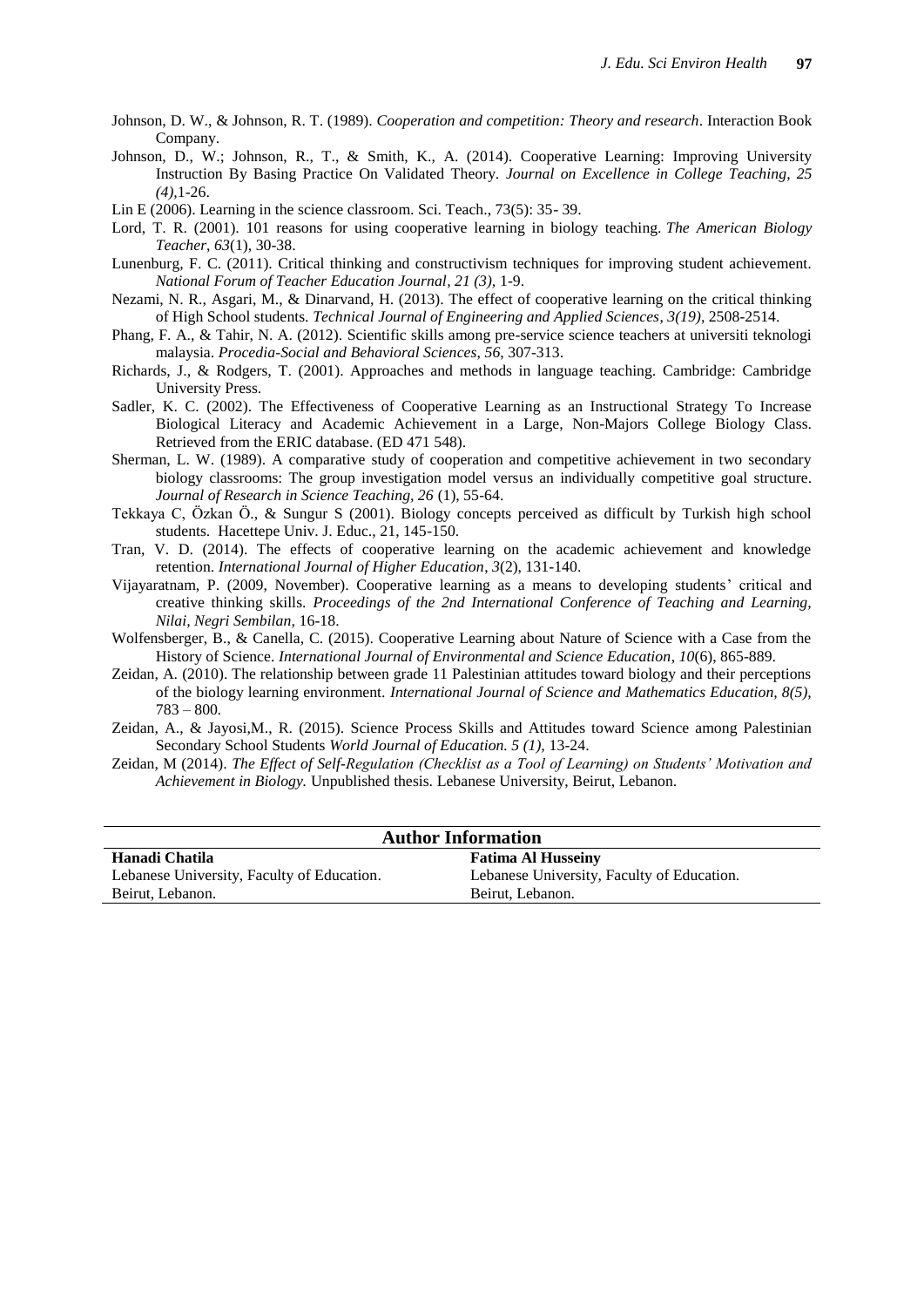Johnson, D. W., & Johnson, R. T. (1989). *Cooperation and competition: Theory and research*. Interaction Book Company.

Johnson, D., W.; Johnson, R., T., & Smith, K., A. (2014). Cooperative Learning: Improving University Instruction By Basing Practice On Validated Theory. *Journal on Excellence in College Teaching, 25 (4)*,1-26.

Lin E (2006). Learning in the science classroom. Sci. Teach., 73(5): 35- 39.

Lord, T. R. (2001). 101 reasons for using cooperative learning in biology teaching. *The American Biology Teacher, 63*(1), 30-38.

Lunenburg, F. C. (2011). Critical thinking and constructivism techniques for improving student achievement. *National Forum of Teacher Education Journal, 21 (3),* 1-9.

Nezami, N. R., Asgari, M., & Dinarvand, H. (2013). The effect of cooperative learning on the critical thinking of High School students. *Technical Journal of Engineering and Applied Sciences, 3(19)*, 2508-2514.

Phang, F. A., & Tahir, N. A. (2012). Scientific skills among pre-service science teachers at universiti teknologi malaysia. *Procedia-Social and Behavioral Sciences, 56,* 307-313.

Richards, J., & Rodgers, T. (2001). Approaches and methods in language teaching. Cambridge: Cambridge University Press.

Sadler, K. C. (2002). The Effectiveness of Cooperative Learning as an Instructional Strategy To Increase Biological Literacy and Academic Achievement in a Large, Non-Majors College Biology Class. Retrieved from the ERIC database. (ED 471 548).

Sherman, L. W. (1989). A comparative study of cooperation and competitive achievement in two secondary biology classrooms: The group investigation model versus an individually competitive goal structure. *Journal of Research in Science Teaching, 26* (1), 55-64.

Tekkaya C, Özkan Ö., & Sungur S (2001). Biology concepts perceived as difficult by Turkish high school students. Hacettepe Univ. J. Educ., 21, 145-150.

Tran, V. D. (2014). The effects of cooperative learning on the academic achievement and knowledge retention. *International Journal of Higher Education, 3*(2), 131-140.

Vijayaratnam, P. (2009, November). Cooperative learning as a means to developing students' critical and creative thinking skills. *Proceedings of the 2nd International Conference of Teaching and Learning, Nilai, Negri Sembilan,* 16-18.

Wolfensberger, B., & Canella, C. (2015). Cooperative Learning about Nature of Science with a Case from the History of Science. *International Journal of Environmental and Science Education, 10*(6), 865-889.

Zeidan, A. (2010). The relationship between grade 11 Palestinian attitudes toward biology and their perceptions of the biology learning environment. *International Journal of Science and Mathematics Education, 8(5),* 783 – 800.

Zeidan, A., & Jayosi,M., R. (2015). Science Process Skills and Attitudes toward Science among Palestinian Secondary School Students *World Journal of Education. 5 (1),* 13-24.

Zeidan, M (2014). *The Effect of Self-Regulation (Checklist as a Tool of Learning) on Students' Motivation and Achievement in Biology.* Unpublished thesis. Lebanese University, Beirut, Lebanon.

| Author Information | |
|---|---|
| **Hanadi Chatila** | **Fatima Al Husseiny** |
| Lebanese University, Faculty of Education. | Lebanese University, Faculty of Education. |
| Beirut, Lebanon. | Beirut, Lebanon. |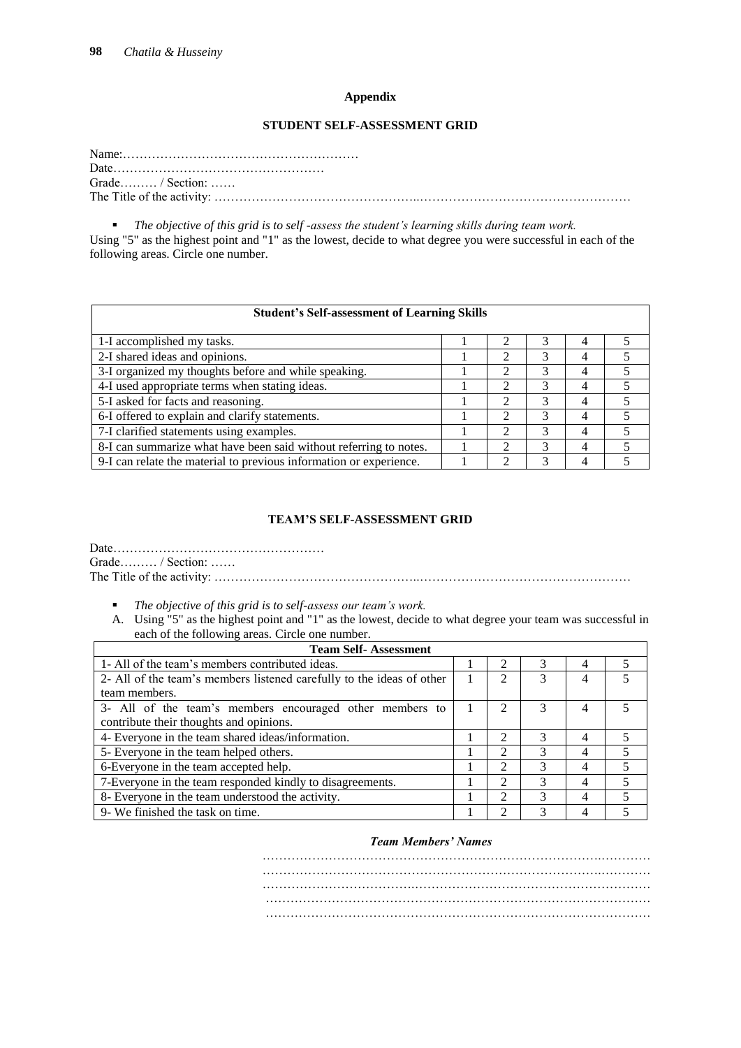## Appendix

### STUDENT SELF-ASSESSMENT GRID

Name:…………………………………………………  
Date……………………………………………  
Grade……… / Section: ……  
The Title of the activity: ………………………………………..……………………………………………

- *The objective of this grid is to self -assess the student's learning skills during team work.*

Using "5" as the highest point and "1" as the lowest, decide to what degree you were successful in each of the following areas. Circle one number.

| Student's Self-assessment of Learning Skills | | | | | |
|---|---|---|---|---|---|
| 1-I accomplished my tasks. | 1 | 2 | 3 | 4 | 5 |
| 2-I shared ideas and opinions. | 1 | 2 | 3 | 4 | 5 |
| 3-I organized my thoughts before and while speaking. | 1 | 2 | 3 | 4 | 5 |
| 4-I used appropriate terms when stating ideas. | 1 | 2 | 3 | 4 | 5 |
| 5-I asked for facts and reasoning. | 1 | 2 | 3 | 4 | 5 |
| 6-I offered to explain and clarify statements. | 1 | 2 | 3 | 4 | 5 |
| 7-I clarified statements using examples. | 1 | 2 | 3 | 4 | 5 |
| 8-I can summarize what have been said without referring to notes. | 1 | 2 | 3 | 4 | 5 |
| 9-I can relate the material to previous information or experience. | 1 | 2 | 3 | 4 | 5 |

### TEAM'S SELF-ASSESSMENT GRID

Date……………………………………………  
Grade……… / Section: ……  
The Title of the activity: ………………………………………..……………………………………………

- *The objective of this grid is to self-assess our team's work.*

A. Using "5" as the highest point and "1" as the lowest, decide to what degree your team was successful in each of the following areas. Circle one number.

| Team Self- Assessment | | | | | |
|---|---|---|---|---|---|
| 1- All of the team's members contributed ideas. | 1 | 2 | 3 | 4 | 5 |
| 2- All of the team's members listened carefully to the ideas of other team members. | 1 | 2 | 3 | 4 | 5 |
| 3- All of the team's members encouraged other members to contribute their thoughts and opinions. | 1 | 2 | 3 | 4 | 5 |
| 4- Everyone in the team shared ideas/information. | 1 | 2 | 3 | 4 | 5 |
| 5- Everyone in the team helped others. | 1 | 2 | 3 | 4 | 5 |
| 6-Everyone in the team accepted help. | 1 | 2 | 3 | 4 | 5 |
| 7-Everyone in the team responded kindly to disagreements. | 1 | 2 | 3 | 4 | 5 |
| 8- Everyone in the team understood the activity. | 1 | 2 | 3 | 4 | 5 |
| 9- We finished the task on time. | 1 | 2 | 3 | 4 | 5 |

***Team Members' Names***

…………………………………………………………………………………  
…………………………………………………………………………………  
…………………………………………………………………………………  
…………………………………………………………………………………  
…………………………………………………………………………………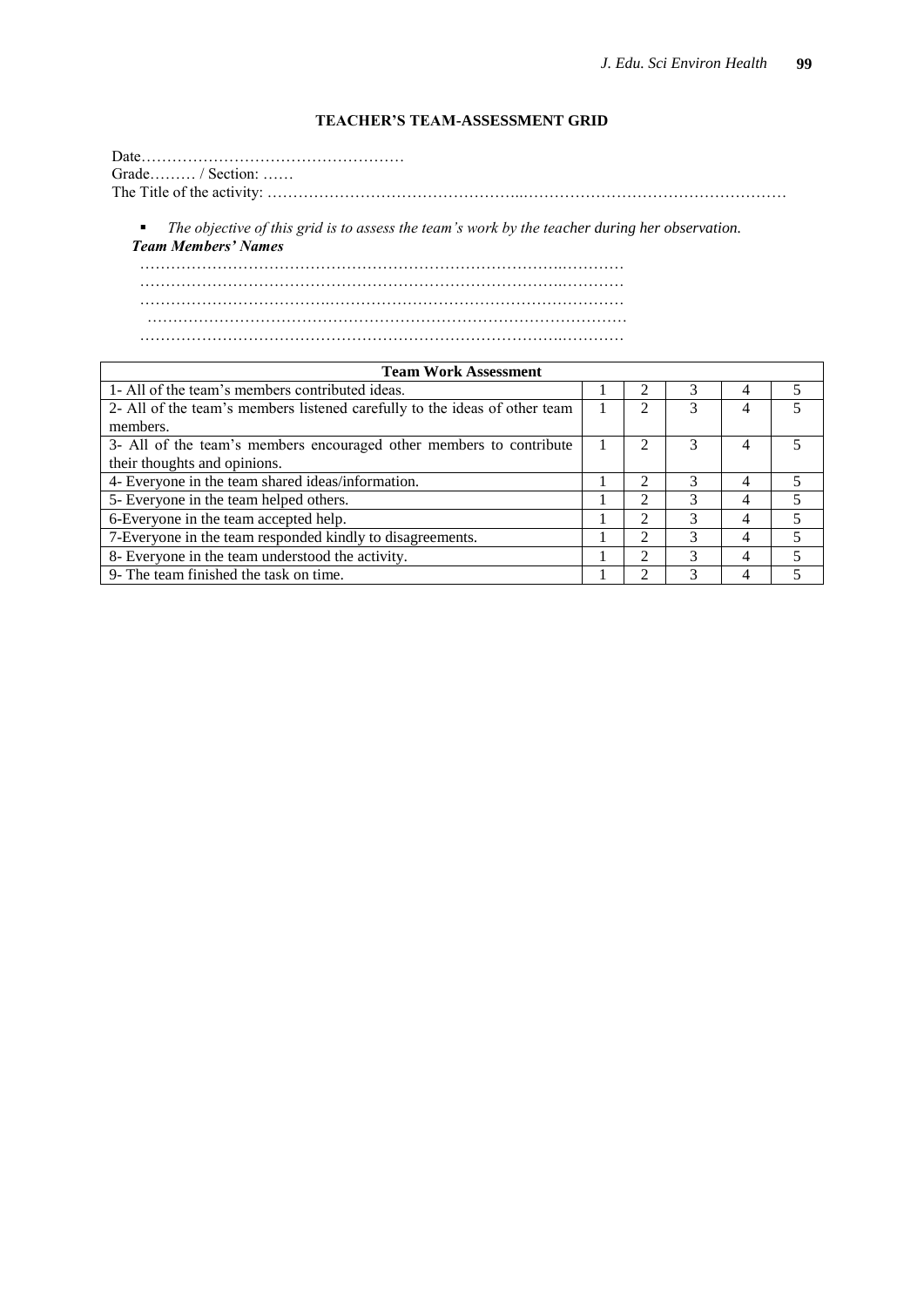## TEACHER'S TEAM-ASSESSMENT GRID

Date……………………………………………
Grade……… / Section: ……
The Title of the activity: ………………………………………..……………………………………………

- *The objective of this grid is to assess the team's work by the teacher during her observation.*

***Team Members' Names***

………………………………………………………………………..…………
………………………………………………………………………..…………
……………………………..………………………………………………………
………………………………………………………………………………………
………………………………………………………………………..…………

| Team Work Assessment | | | | | |
|---|---|---|---|---|---|
| 1- All of the team's members contributed ideas. | 1 | 2 | 3 | 4 | 5 |
| 2- All of the team's members listened carefully to the ideas of other team members. | 1 | 2 | 3 | 4 | 5 |
| 3- All of the team's members encouraged other members to contribute their thoughts and opinions. | 1 | 2 | 3 | 4 | 5 |
| 4- Everyone in the team shared ideas/information. | 1 | 2 | 3 | 4 | 5 |
| 5- Everyone in the team helped others. | 1 | 2 | 3 | 4 | 5 |
| 6-Everyone in the team accepted help. | 1 | 2 | 3 | 4 | 5 |
| 7-Everyone in the team responded kindly to disagreements. | 1 | 2 | 3 | 4 | 5 |
| 8- Everyone in the team understood the activity. | 1 | 2 | 3 | 4 | 5 |
| 9- The team finished the task on time. | 1 | 2 | 3 | 4 | 5 |